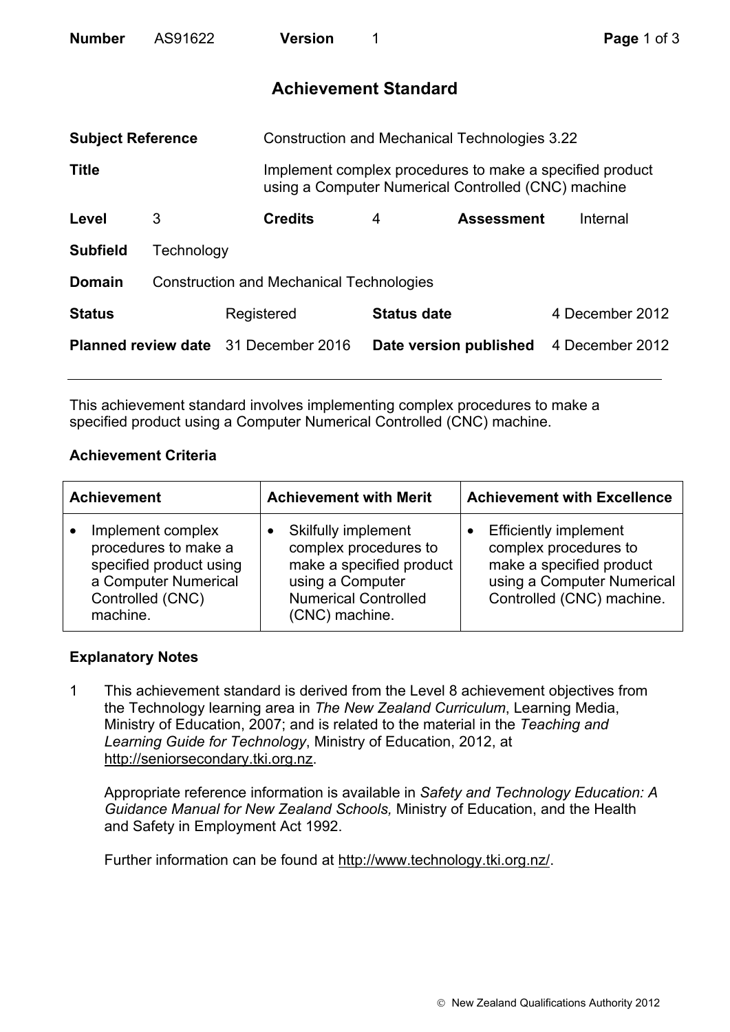**Number** AS91622 **Version** 1

# Achievement Standard

| | |
|---|---|
| **Subject Reference** | Construction and Mechanical Technologies 3.22 |
| **Title** | Implement complex procedures to make a specified product using a Computer Numerical Controlled (CNC) machine |
| **Level** | 3 |
| **Credits** | 4 |
| **Assessment** | Internal |
| **Subfield** | Technology |
| **Domain** | Construction and Mechanical Technologies |
| **Status** | Registered |
| **Status date** | 4 December 2012 |
| **Planned review date** | 31 December 2016 |
| **Date version published** | 4 December 2012 |

---

This achievement standard involves implementing complex procedures to make a specified product using a Computer Numerical Controlled (CNC) machine.

## Achievement Criteria

| Achievement | Achievement with Merit | Achievement with Excellence |
|---|---|---|
| • Implement complex procedures to make a specified product using a Computer Numerical Controlled (CNC) machine. | • Skilfully implement complex procedures to make a specified product using a Computer Numerical Controlled (CNC) machine. | • Efficiently implement complex procedures to make a specified product using a Computer Numerical Controlled (CNC) machine. |

## Explanatory Notes

1 This achievement standard is derived from the Level 8 achievement objectives from the Technology learning area in *The New Zealand Curriculum*, Learning Media, Ministry of Education, 2007; and is related to the material in the *Teaching and Learning Guide for Technology*, Ministry of Education, 2012, at http://seniorsecondary.tki.org.nz.

Appropriate reference information is available in *Safety and Technology Education: A Guidance Manual for New Zealand Schools,* Ministry of Education, and the Health and Safety in Employment Act 1992.

Further information can be found at http://www.technology.tki.org.nz/.

© New Zealand Qualifications Authority 2012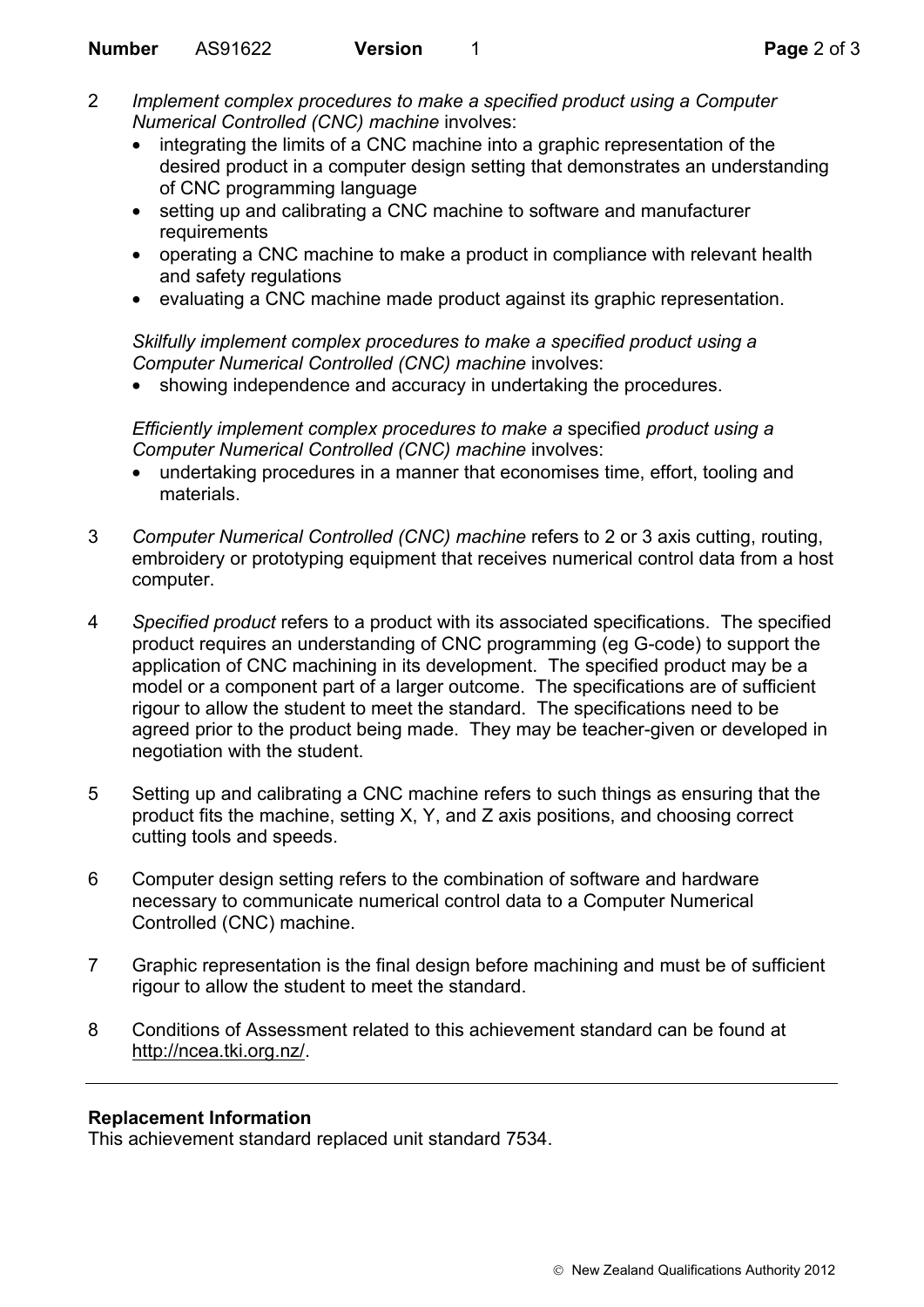2 *Implement complex procedures to make a specified product using a Computer Numerical Controlled (CNC) machine* involves:
   - integrating the limits of a CNC machine into a graphic representation of the desired product in a computer design setting that demonstrates an understanding of CNC programming language
   - setting up and calibrating a CNC machine to software and manufacturer requirements
   - operating a CNC machine to make a product in compliance with relevant health and safety regulations
   - evaluating a CNC machine made product against its graphic representation.

   *Skilfully implement complex procedures to make a specified product using a Computer Numerical Controlled (CNC) machine* involves:
   - showing independence and accuracy in undertaking the procedures.

   *Efficiently implement complex procedures to make a* specified *product using a Computer Numerical Controlled (CNC) machine* involves:
   - undertaking procedures in a manner that economises time, effort, tooling and materials.

3 *Computer Numerical Controlled (CNC) machine* refers to 2 or 3 axis cutting, routing, embroidery or prototyping equipment that receives numerical control data from a host computer.

4 *Specified product* refers to a product with its associated specifications. The specified product requires an understanding of CNC programming (eg G-code) to support the application of CNC machining in its development. The specified product may be a model or a component part of a larger outcome. The specifications are of sufficient rigour to allow the student to meet the standard. The specifications need to be agreed prior to the product being made. They may be teacher-given or developed in negotiation with the student.

5 Setting up and calibrating a CNC machine refers to such things as ensuring that the product fits the machine, setting X, Y, and Z axis positions, and choosing correct cutting tools and speeds.

6 Computer design setting refers to the combination of software and hardware necessary to communicate numerical control data to a Computer Numerical Controlled (CNC) machine.

7 Graphic representation is the final design before machining and must be of sufficient rigour to allow the student to meet the standard.

8 Conditions of Assessment related to this achievement standard can be found at http://ncea.tki.org.nz/.

---

**Replacement Information**

This achievement standard replaced unit standard 7534.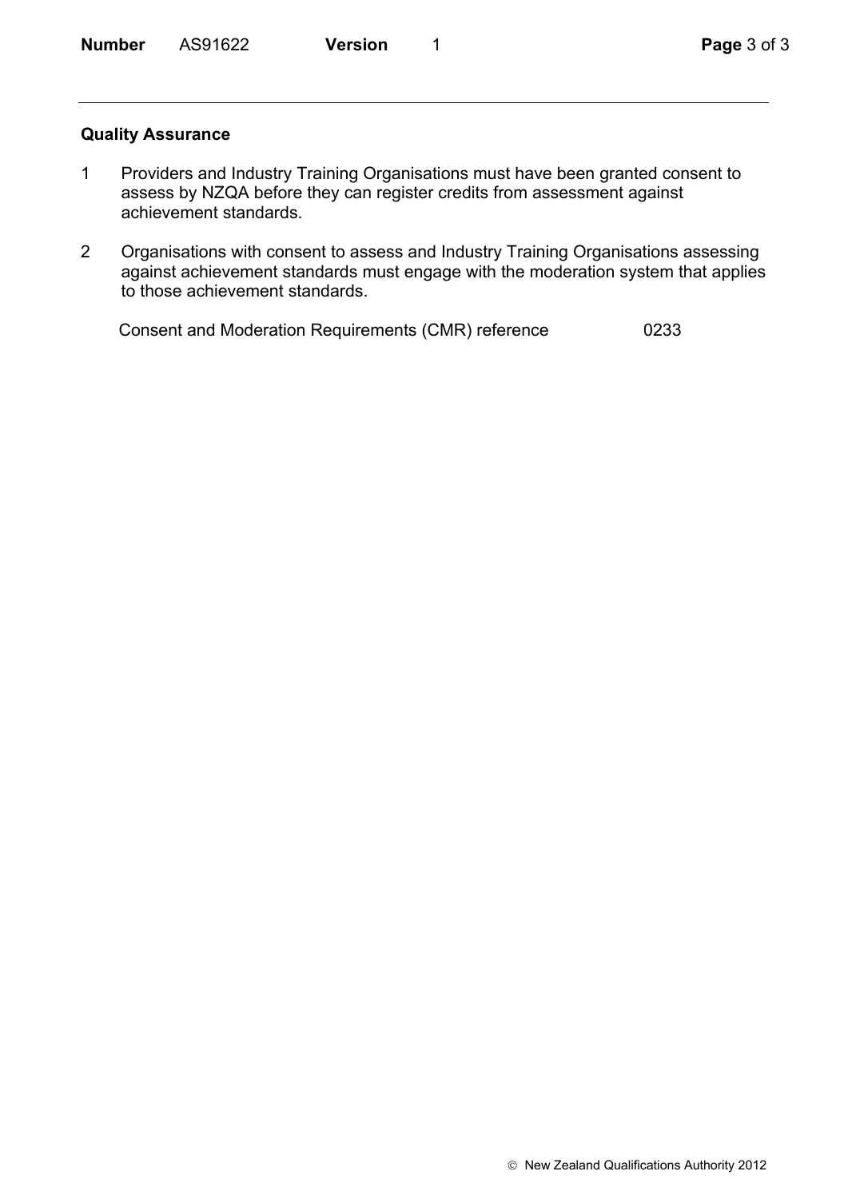## Quality Assurance

1. Providers and Industry Training Organisations must have been granted consent to assess by NZQA before they can register credits from assessment against achievement standards.

2. Organisations with consent to assess and Industry Training Organisations assessing against achievement standards must engage with the moderation system that applies to those achievement standards.

Consent and Moderation Requirements (CMR) reference 0233

© New Zealand Qualifications Authority 2012